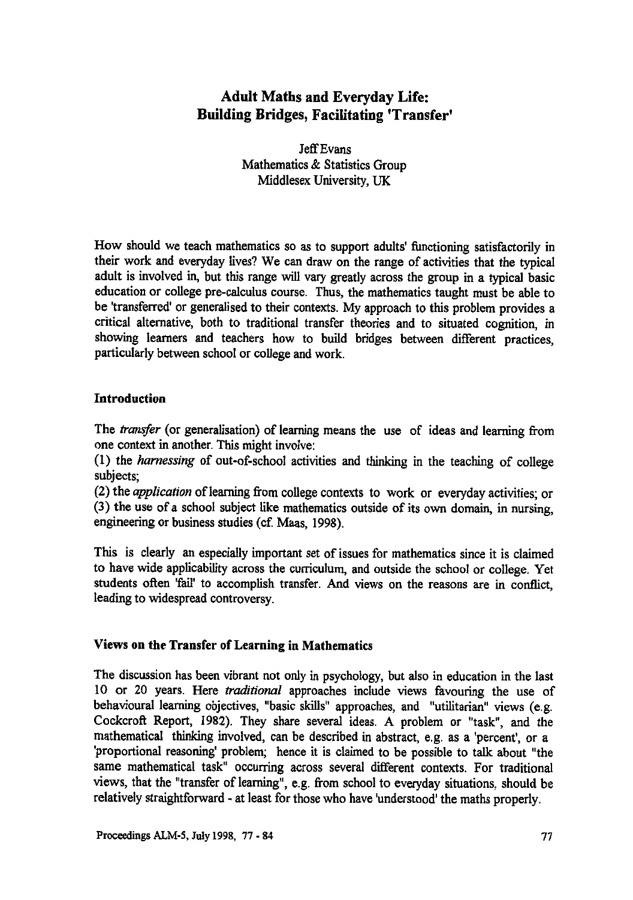# Adult Maths and Everyday Life: Building Bridges, Facilitating 'Transfer'

Jeff Evans
Mathematics & Statistics Group
Middlesex University, UK

How should we teach mathematics so as to support adults' functioning satisfactorily in their work and everyday lives? We can draw on the range of activities that the typical adult is involved in, but this range will vary greatly across the group in a typical basic education or college pre-calculus course. Thus, the mathematics taught must be able to be 'transferred' or generalised to their contexts. My approach to this problem provides a critical alternative, both to traditional transfer theories and to situated cognition, in showing learners and teachers how to build bridges between different practices, particularly between school or college and work.

## Introduction

The *transfer* (or generalisation) of learning means the use of ideas and learning from one context in another. This might involve:

(1) the *harnessing* of out-of-school activities and thinking in the teaching of college subjects;

(2) the *application* of learning from college contexts to work or everyday activities; or

(3) the use of a school subject like mathematics outside of its own domain, in nursing, engineering or business studies (cf. Maas, 1998).

This is clearly an especially important set of issues for mathematics since it is claimed to have wide applicability across the curriculum, and outside the school or college. Yet students often 'fail' to accomplish transfer. And views on the reasons are in conflict, leading to widespread controversy.

## Views on the Transfer of Learning in Mathematics

The discussion has been vibrant not only in psychology, but also in education in the last 10 or 20 years. Here *traditional* approaches include views favouring the use of behavioural learning objectives, "basic skills" approaches, and "utilitarian" views (e.g. Cockcroft Report, 1982). They share several ideas. A problem or "task", and the mathematical thinking involved, can be described in abstract, e.g. as a 'percent', or a 'proportional reasoning' problem; hence it is claimed to be possible to talk about "the same mathematical task" occurring across several different contexts. For traditional views, that the "transfer of learning", e.g. from school to everyday situations, should be relatively straightforward - at least for those who have 'understood' the maths properly.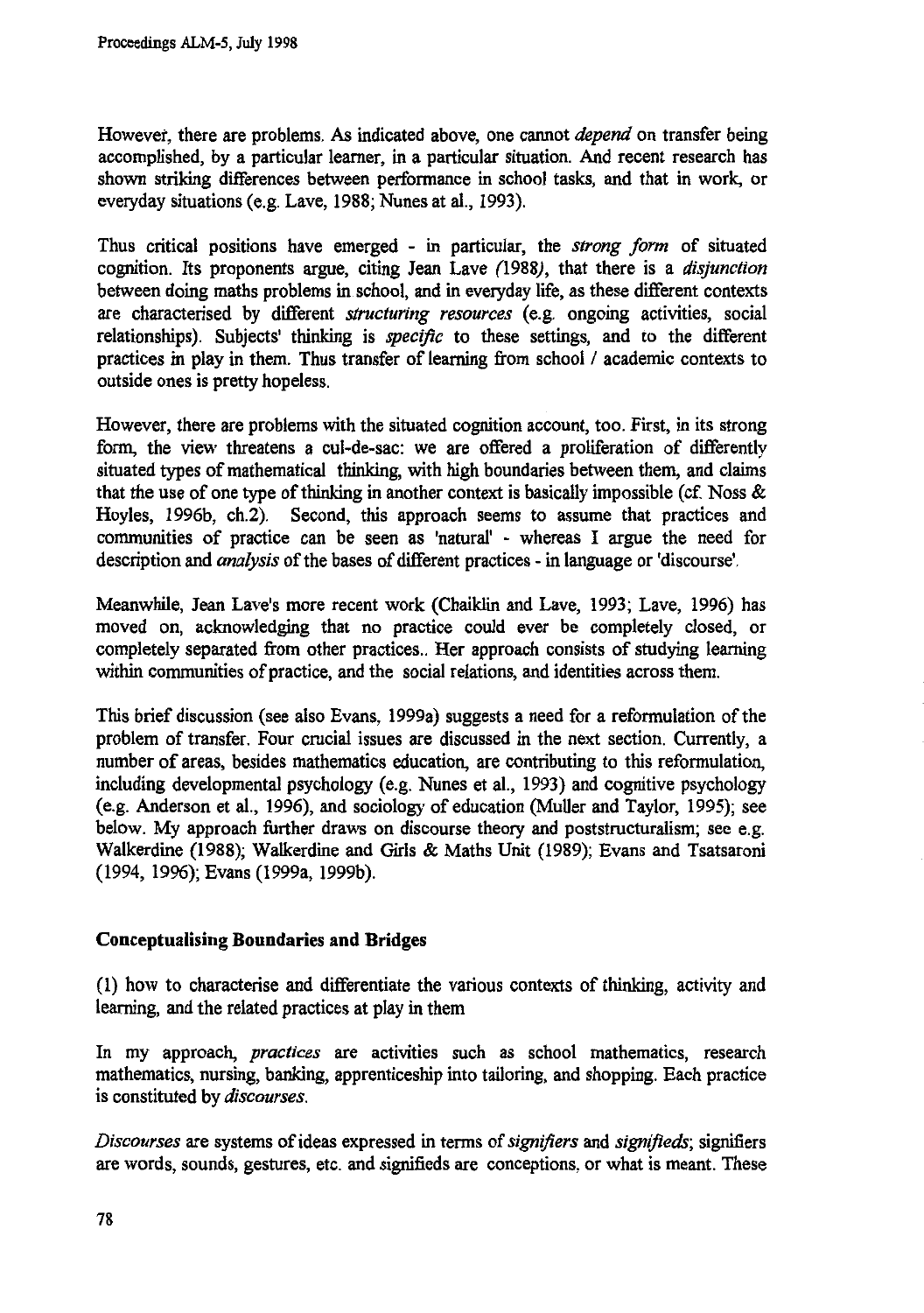However, there are problems. As indicated above, one cannot *depend* on transfer being accomplished, by a particular learner, in a particular situation. And recent research has shown striking differences between performance in school tasks, and that in work, or everyday situations (e.g. Lave, 1988; Nunes at al., 1993).

Thus critical positions have emerged - in particular, the *strong form* of situated cognition. Its proponents argue, citing Jean Lave (1988), that there is a *disjunction* between doing maths problems in school, and in everyday life, as these different contexts are characterised by different *structuring resources* (e.g. ongoing activities, social relationships). Subjects' thinking is *specific* to these settings, and to the different practices in play in them. Thus transfer of learning from school / academic contexts to outside ones is pretty hopeless.

However, there are problems with the situated cognition account, too. First, in its strong form, the view threatens a cul-de-sac: we are offered a proliferation of differently situated types of mathematical thinking, with high boundaries between them, and claims that the use of one type of thinking in another context is basically impossible (cf. Noss & Hoyles, 1996b, ch.2). Second, this approach seems to assume that practices and communities of practice can be seen as 'natural' - whereas I argue the need for description and *analysis* of the bases of different practices - in language or 'discourse'.

Meanwhile, Jean Lave's more recent work (Chaiklin and Lave, 1993; Lave, 1996) has moved on, acknowledging that no practice could ever be completely closed, or completely separated from other practices.. Her approach consists of studying learning within communities of practice, and the social relations, and identities across them.

This brief discussion (see also Evans, 1999a) suggests a need for a reformulation of the problem of transfer. Four crucial issues are discussed in the next section. Currently, a number of areas, besides mathematics education, are contributing to this reformulation, including developmental psychology (e.g. Nunes et al., 1993) and cognitive psychology (e.g. Anderson et al., 1996), and sociology of education (Muller and Taylor, 1995); see below. My approach further draws on discourse theory and poststructuralism; see e.g. Walkerdine (1988); Walkerdine and Girls & Maths Unit (1989); Evans and Tsatsaroni (1994, 1996); Evans (1999a, 1999b).

## Conceptualising Boundaries and Bridges

(1) how to characterise and differentiate the various contexts of thinking, activity and learning, and the related practices at play in them

In my approach, *practices* are activities such as school mathematics, research mathematics, nursing, banking, apprenticeship into tailoring, and shopping. Each practice is constituted by *discourses*.

*Discourses* are systems of ideas expressed in terms of *signifiers* and *signifieds*; signifiers are words, sounds, gestures, etc. and signifieds are conceptions, or what is meant. These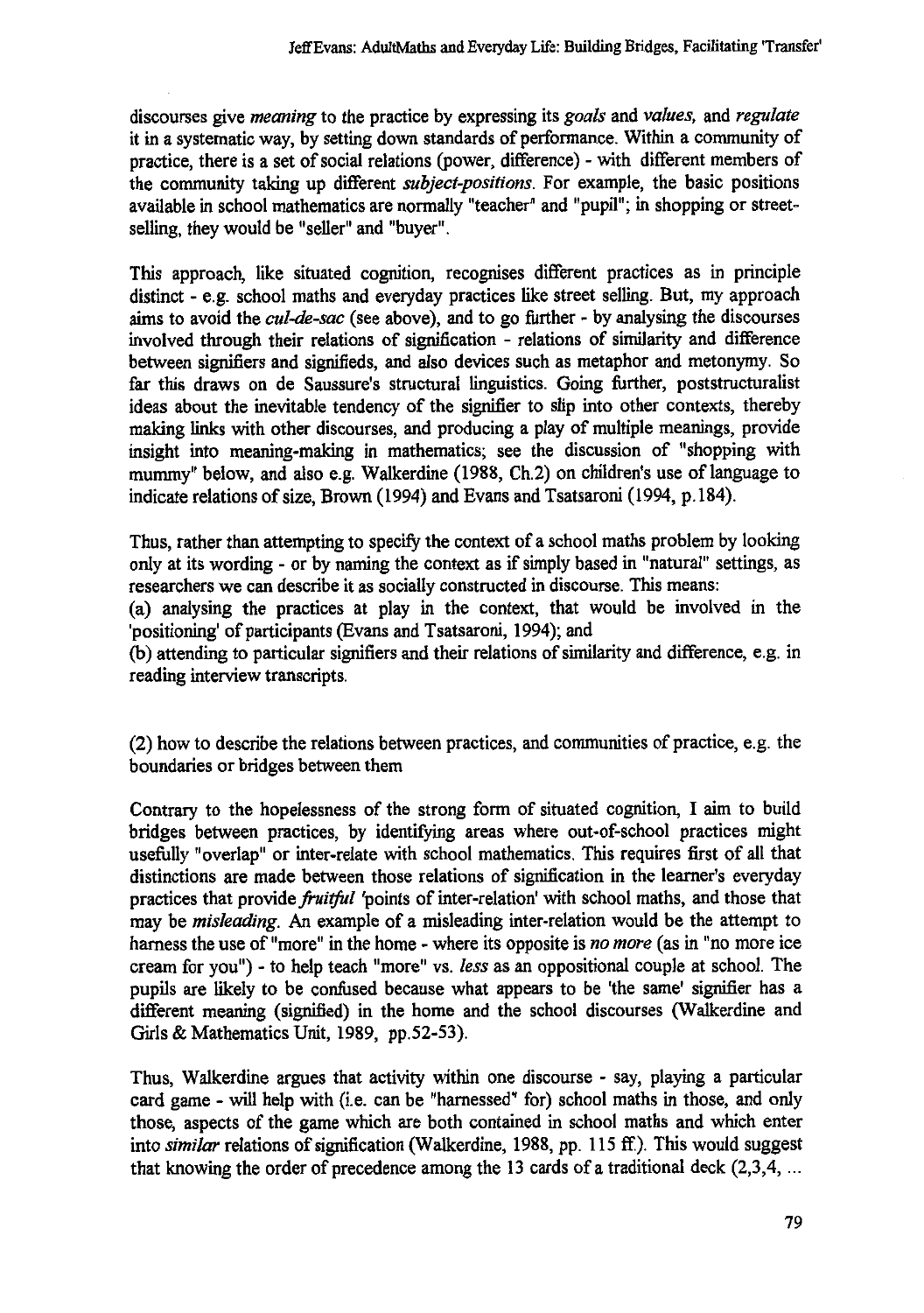discourses give *meaning* to the practice by expressing its *goals* and *values*, and *regulate* it in a systematic way, by setting down standards of performance. Within a community of practice, there is a set of social relations (power, difference) - with different members of the community taking up different *subject-positions*. For example, the basic positions available in school mathematics are normally "teacher" and "pupil"; in shopping or street-selling, they would be "seller" and "buyer".

This approach, like situated cognition, recognises different practices as in principle distinct - e.g. school maths and everyday practices like street selling. But, my approach aims to avoid the *cul-de-sac* (see above), and to go further - by analysing the discourses involved through their relations of signification - relations of similarity and difference between signifiers and signifieds, and also devices such as metaphor and metonymy. So far this draws on de Saussure's structural linguistics. Going further, poststructuralist ideas about the inevitable tendency of the signifier to slip into other contexts, thereby making links with other discourses, and producing a play of multiple meanings, provide insight into meaning-making in mathematics; see the discussion of "shopping with mummy" below, and also e.g. Walkerdine (1988, Ch.2) on children's use of language to indicate relations of size, Brown (1994) and Evans and Tsatsaroni (1994, p.184).

Thus, rather than attempting to specify the context of a school maths problem by looking only at its wording - or by naming the context as if simply based in "natural" settings, as researchers we can describe it as socially constructed in discourse. This means:
(a) analysing the practices at play in the context, that would be involved in the 'positioning' of participants (Evans and Tsatsaroni, 1994); and
(b) attending to particular signifiers and their relations of similarity and difference, e.g. in reading interview transcripts.

(2) how to describe the relations between practices, and communities of practice, e.g. the boundaries or bridges between them

Contrary to the hopelessness of the strong form of situated cognition, I aim to build bridges between practices, by identifying areas where out-of-school practices might usefully "overlap" or inter-relate with school mathematics. This requires first of all that distinctions are made between those relations of signification in the learner's everyday practices that provide *fruitful* 'points of inter-relation' with school maths, and those that may be *misleading*. An example of a misleading inter-relation would be the attempt to harness the use of "more" in the home - where its opposite is *no more* (as in "no more ice cream for you") - to help teach "more" vs. *less* as an oppositional couple at school. The pupils are likely to be confused because what appears to be 'the same' signifier has a different meaning (signified) in the home and the school discourses (Walkerdine and Girls & Mathematics Unit, 1989, pp.52-53).

Thus, Walkerdine argues that activity within one discourse - say, playing a particular card game - will help with (i.e. can be "harnessed" for) school maths in those, and only those, aspects of the game which are both contained in school maths and which enter into *similar* relations of signification (Walkerdine, 1988, pp. 115 ff.). This would suggest that knowing the order of precedence among the 13 cards of a traditional deck (2,3,4, ...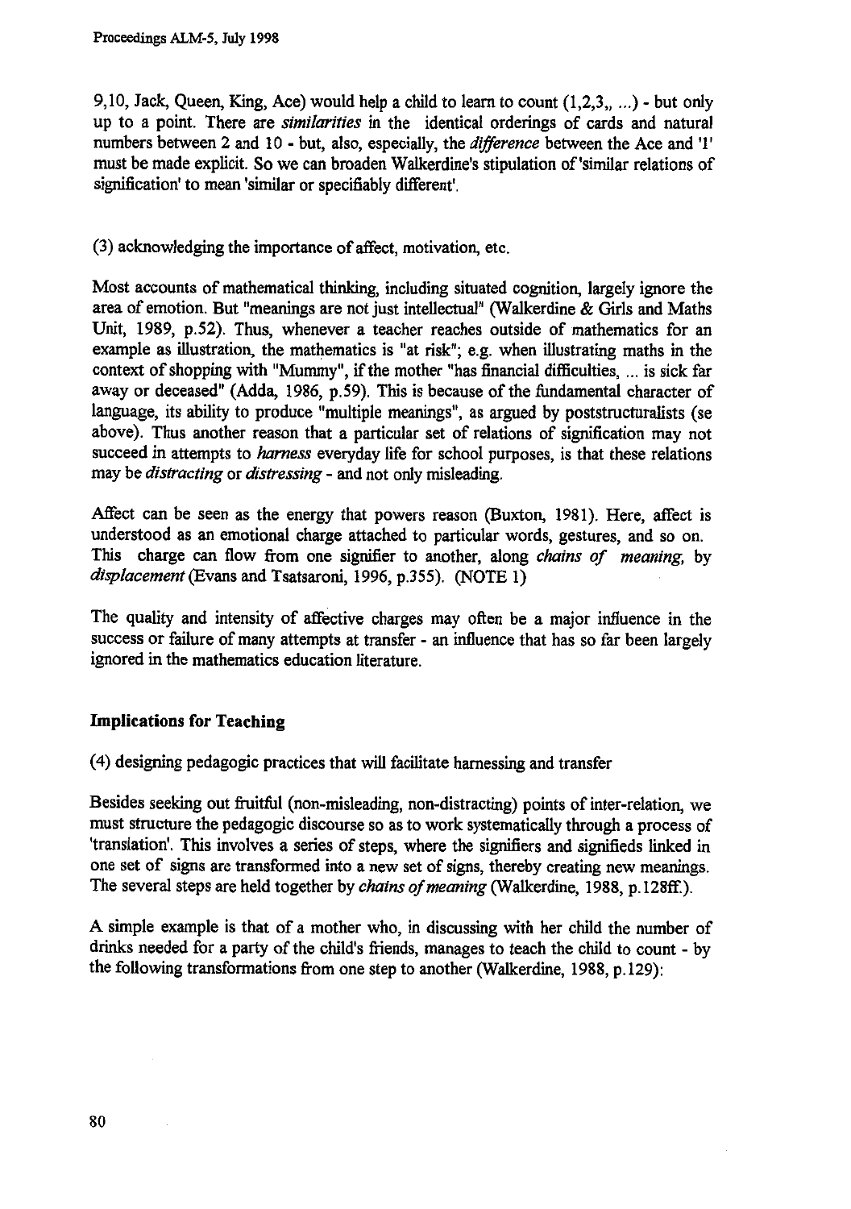9,10, Jack, Queen, King, Ace) would help a child to learn to count (1,2,3,, ...) - but only up to a point. There are *similarities* in the identical orderings of cards and natural numbers between 2 and 10 - but, also, especially, the *difference* between the Ace and '1' must be made explicit. So we can broaden Walkerdine's stipulation of 'similar relations of signification' to mean 'similar or specifiably different'.

(3) acknowledging the importance of affect, motivation, etc.

Most accounts of mathematical thinking, including situated cognition, largely ignore the area of emotion. But "meanings are not just intellectual" (Walkerdine & Girls and Maths Unit, 1989, p.52). Thus, whenever a teacher reaches outside of mathematics for an example as illustration, the mathematics is "at risk"; e.g. when illustrating maths in the context of shopping with "Mummy", if the mother "has financial difficulties, ... is sick far away or deceased" (Adda, 1986, p.59). This is because of the fundamental character of language, its ability to produce "multiple meanings", as argued by poststructuralists (se above). Thus another reason that a particular set of relations of signification may not succeed in attempts to *harness* everyday life for school purposes, is that these relations may be *distracting* or *distressing* - and not only misleading.

Affect can be seen as the energy that powers reason (Buxton, 1981). Here, affect is understood as an emotional charge attached to particular words, gestures, and so on. This charge can flow from one signifier to another, along *chains of meaning*, by *displacement* (Evans and Tsatsaroni, 1996, p.355). (NOTE 1)

The quality and intensity of affective charges may often be a major influence in the success or failure of many attempts at transfer - an influence that has so far been largely ignored in the mathematics education literature.

## Implications for Teaching

(4) designing pedagogic practices that will facilitate harnessing and transfer

Besides seeking out fruitful (non-misleading, non-distracting) points of inter-relation, we must structure the pedagogic discourse so as to work systematically through a process of 'translation'. This involves a series of steps, where the signifiers and signifieds linked in one set of signs are transformed into a new set of signs, thereby creating new meanings. The several steps are held together by *chains of meaning* (Walkerdine, 1988, p.128ff.).

A simple example is that of a mother who, in discussing with her child the number of drinks needed for a party of the child's friends, manages to teach the child to count - by the following transformations from one step to another (Walkerdine, 1988, p.129):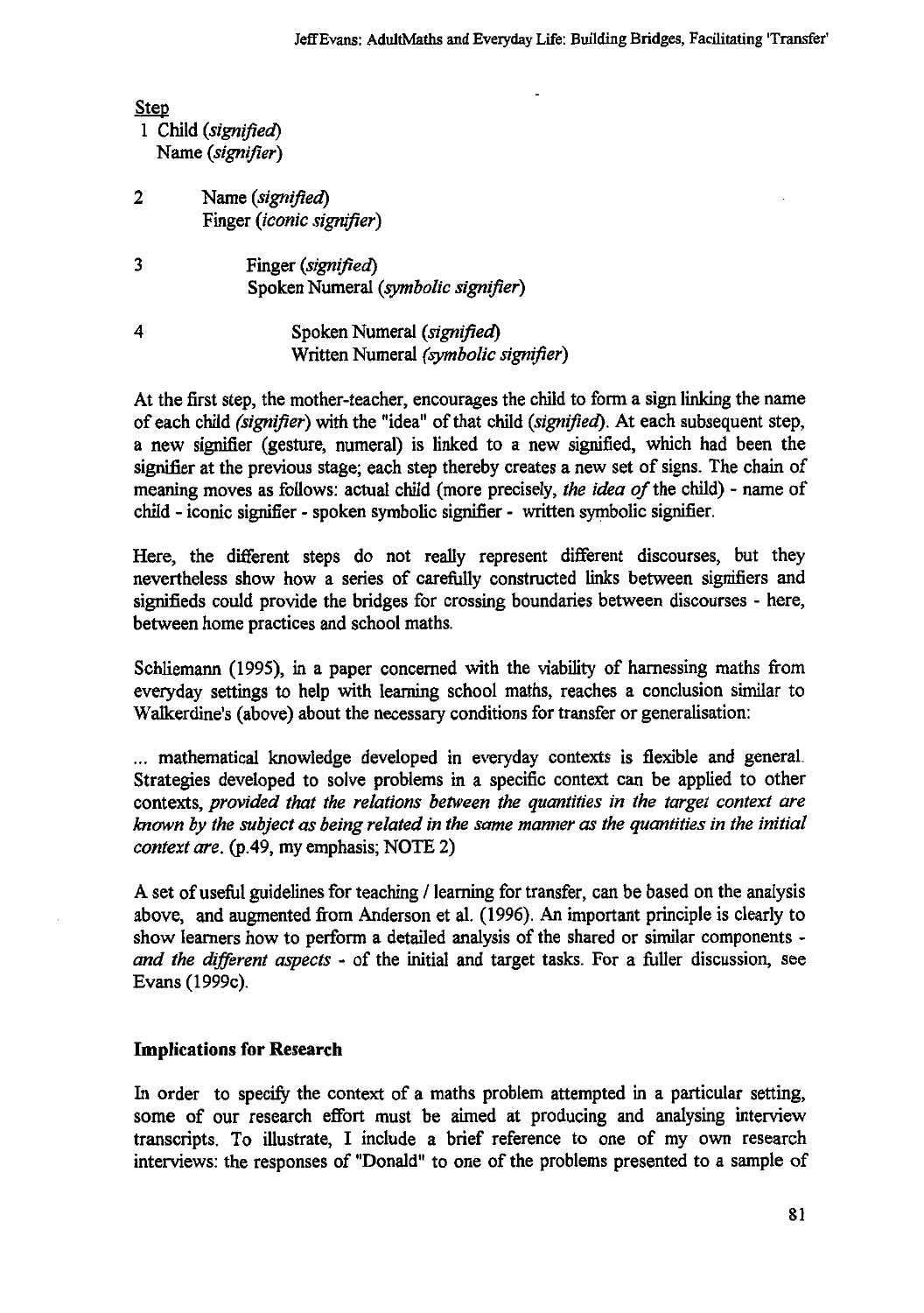Step

1 Child (*signified*)
Name (*signifier*)

2 Name (*signified*)
Finger (*iconic signifier*)

3 Finger (*signified*)
Spoken Numeral (*symbolic signifier*)

4 Spoken Numeral (*signified*)
Written Numeral (*symbolic signifier*)

At the first step, the mother-teacher, encourages the child to form a sign linking the name of each child (*signifier*) with the "idea" of that child (*signified*). At each subsequent step, a new signifier (gesture, numeral) is linked to a new signified, which had been the signifier at the previous stage; each step thereby creates a new set of signs. The chain of meaning moves as follows: actual child (more precisely, *the idea of* the child) - name of child - iconic signifier - spoken symbolic signifier - written symbolic signifier.

Here, the different steps do not really represent different discourses, but they nevertheless show how a series of carefully constructed links between signifiers and signifieds could provide the bridges for crossing boundaries between discourses - here, between home practices and school maths.

Schliemann (1995), in a paper concerned with the viability of harnessing maths from everyday settings to help with learning school maths, reaches a conclusion similar to Walkerdine's (above) about the necessary conditions for transfer or generalisation:

> ... mathematical knowledge developed in everyday contexts is flexible and general. Strategies developed to solve problems in a specific context can be applied to other contexts, *provided that the relations between the quantities in the target context are known by the subject as being related in the same manner as the quantities in the initial context are*. (p.49, my emphasis; NOTE 2)

A set of useful guidelines for teaching / learning for transfer, can be based on the analysis above, and augmented from Anderson et al. (1996). An important principle is clearly to show learners how to perform a detailed analysis of the shared or similar components - *and the different aspects* - of the initial and target tasks. For a fuller discussion, see Evans (1999c).

## Implications for Research

In order to specify the context of a maths problem attempted in a particular setting, some of our research effort must be aimed at producing and analysing interview transcripts. To illustrate, I include a brief reference to one of my own research interviews: the responses of "Donald" to one of the problems presented to a sample of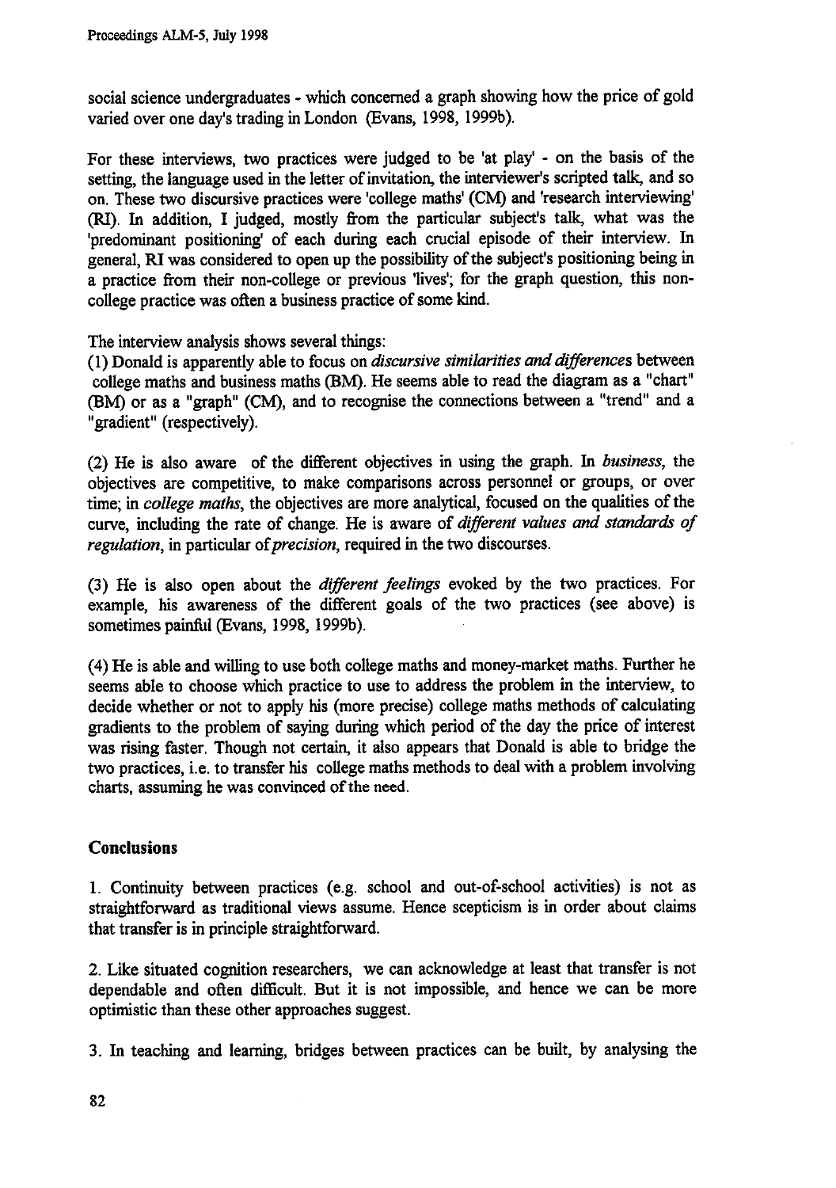social science undergraduates - which concerned a graph showing how the price of gold varied over one day's trading in London (Evans, 1998, 1999b).

For these interviews, two practices were judged to be 'at play' - on the basis of the setting, the language used in the letter of invitation, the interviewer's scripted talk, and so on. These two discursive practices were 'college maths' (CM) and 'research interviewing' (RI). In addition, I judged, mostly from the particular subject's talk, what was the 'predominant positioning' of each during each crucial episode of their interview. In general, RI was considered to open up the possibility of the subject's positioning being in a practice from their non-college or previous 'lives'; for the graph question, this non-college practice was often a business practice of some kind.

The interview analysis shows several things:

(1) Donald is apparently able to focus on *discursive similarities and differences* between college maths and business maths (BM). He seems able to read the diagram as a "chart" (BM) or as a "graph" (CM), and to recognise the connections between a "trend" and a "gradient" (respectively).

(2) He is also aware of the different objectives in using the graph. In *business*, the objectives are competitive, to make comparisons across personnel or groups, or over time; in *college maths*, the objectives are more analytical, focused on the qualities of the curve, including the rate of change. He is aware of *different values and standards of regulation*, in particular of *precision*, required in the two discourses.

(3) He is also open about the *different feelings* evoked by the two practices. For example, his awareness of the different goals of the two practices (see above) is sometimes painful (Evans, 1998, 1999b).

(4) He is able and willing to use both college maths and money-market maths. Further he seems able to choose which practice to use to address the problem in the interview, to decide whether or not to apply his (more precise) college maths methods of calculating gradients to the problem of saying during which period of the day the price of interest was rising faster. Though not certain, it also appears that Donald is able to bridge the two practices, i.e. to transfer his college maths methods to deal with a problem involving charts, assuming he was convinced of the need.

## Conclusions

1. Continuity between practices (e.g. school and out-of-school activities) is not as straightforward as traditional views assume. Hence scepticism is in order about claims that transfer is in principle straightforward.

2. Like situated cognition researchers, we can acknowledge at least that transfer is not dependable and often difficult. But it is not impossible, and hence we can be more optimistic than these other approaches suggest.

3. In teaching and learning, bridges between practices can be built, by analysing the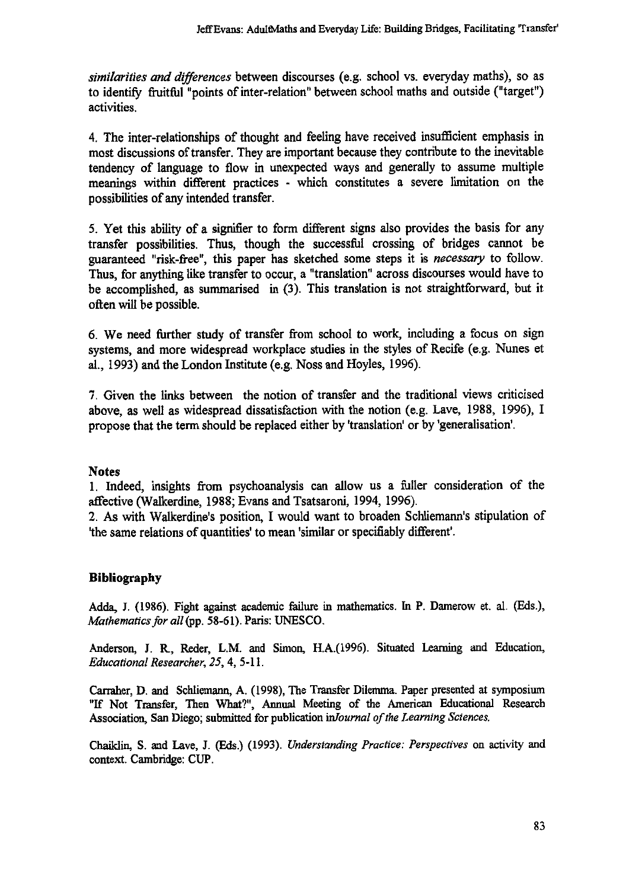*similarities and differences* between discourses (e.g. school vs. everyday maths), so as to identify fruitful "points of inter-relation" between school maths and outside ("target") activities.

4. The inter-relationships of thought and feeling have received insufficient emphasis in most discussions of transfer. They are important because they contribute to the inevitable tendency of language to flow in unexpected ways and generally to assume multiple meanings within different practices - which constitutes a severe limitation on the possibilities of any intended transfer.

5. Yet this ability of a signifier to form different signs also provides the basis for any transfer possibilities. Thus, though the successful crossing of bridges cannot be guaranteed "risk-free", this paper has sketched some steps it is *necessary* to follow. Thus, for anything like transfer to occur, a "translation" across discourses would have to be accomplished, as summarised in (3). This translation is not straightforward, but it often will be possible.

6. We need further study of transfer from school to work, including a focus on sign systems, and more widespread workplace studies in the styles of Recife (e.g. Nunes et al., 1993) and the London Institute (e.g. Noss and Hoyles, 1996).

7. Given the links between the notion of transfer and the traditional views criticised above, as well as widespread dissatisfaction with the notion (e.g. Lave, 1988, 1996), I propose that the term should be replaced either by 'translation' or by 'generalisation'.

## Notes

1. Indeed, insights from psychoanalysis can allow us a fuller consideration of the affective (Walkerdine, 1988; Evans and Tsatsaroni, 1994, 1996).

2. As with Walkerdine's position, I would want to broaden Schliemann's stipulation of 'the same relations of quantities' to mean 'similar or specifiably different'.

## Bibliography

Adda, J. (1986). Fight against academic failure in mathematics. In P. Damerow et. al. (Eds.), *Mathematics for all* (pp. 58-61). Paris: UNESCO.

Anderson, J. R., Reder, L.M. and Simon, H.A.(1996). Situated Learning and Education, *Educational Researcher, 25*, 4, 5-11.

Carraher, D. and Schliemann, A. (1998), The Transfer Dilemma. Paper presented at symposium "If Not Transfer, Then What?", Annual Meeting of the American Educational Research Association, San Diego; submitted for publication in *Journal of the Learning Sciences.*

Chaiklin, S. and Lave, J. (Eds.) (1993). *Understanding Practice: Perspectives* on activity and context. Cambridge: CUP.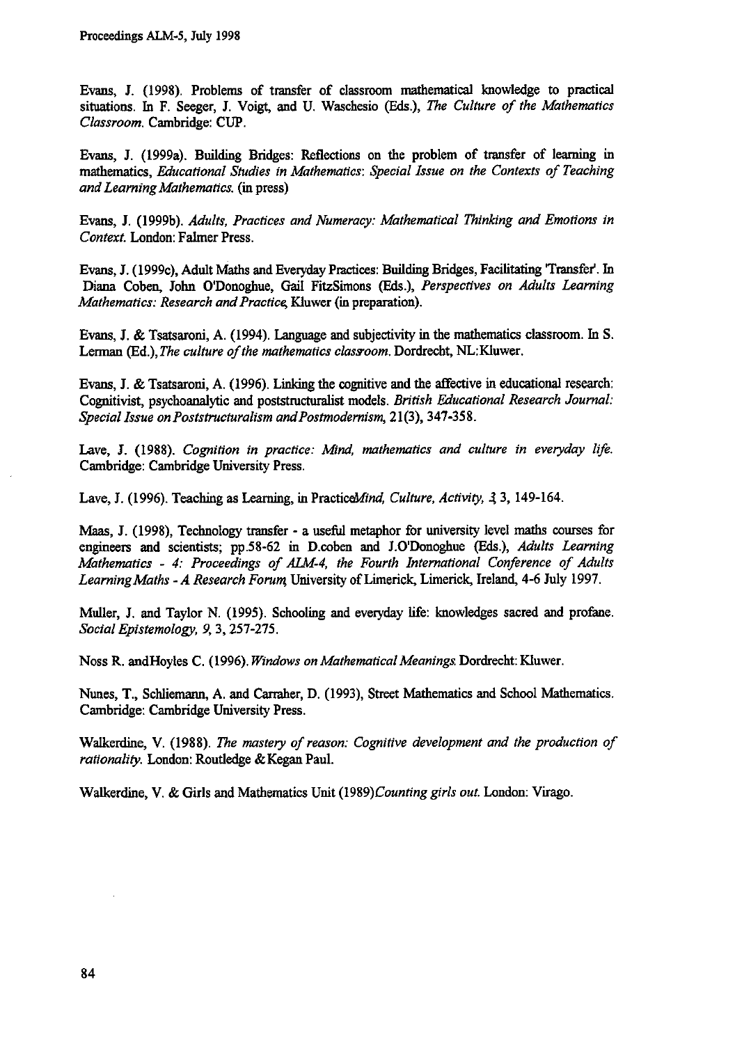Evans, J. (1998). Problems of transfer of classroom mathematical knowledge to practical situations. In F. Seeger, J. Voigt, and U. Waschesio (Eds.), *The Culture of the Mathematics Classroom*. Cambridge: CUP.

Evans, J. (1999a). Building Bridges: Reflections on the problem of transfer of learning in mathematics, *Educational Studies in Mathematics: Special Issue on the Contexts of Teaching and Learning Mathematics*. (in press)

Evans, J. (1999b). *Adults, Practices and Numeracy: Mathematical Thinking and Emotions in Context*. London: Falmer Press.

Evans, J. (1999c), Adult Maths and Everyday Practices: Building Bridges, Facilitating 'Transfer'. In Diana Coben, John O'Donoghue, Gail FitzSimons (Eds.), *Perspectives on Adults Learning Mathematics: Research and Practice*, Kluwer (in preparation).

Evans, J. & Tsatsaroni, A. (1994). Language and subjectivity in the mathematics classroom. In S. Lerman (Ed.), *The culture of the mathematics classroom*. Dordrecht, NL:Kluwer.

Evans, J. & Tsatsaroni, A. (1996). Linking the cognitive and the affective in educational research: Cognitivist, psychoanalytic and poststructuralist models. *British Educational Research Journal: Special Issue on Poststructuralism and Postmodernism*, 21(3), 347-358.

Lave, J. (1988). *Cognition in practice: Mind, mathematics and culture in everyday life*. Cambridge: Cambridge University Press.

Lave, J. (1996). Teaching as Learning, in Practice *Mind, Culture, Activity*, 3, 3, 149-164.

Maas, J. (1998), Technology transfer - a useful metaphor for university level maths courses for engineers and scientists; pp.58-62 in D.coben and J.O'Donoghue (Eds.), *Adults Learning Mathematics - 4: Proceedings of ALM-4, the Fourth International Conference of Adults Learning Maths - A Research Forum*, University of Limerick, Limerick, Ireland, 4-6 July 1997.

Muller, J. and Taylor N. (1995). Schooling and everyday life: knowledges sacred and profane. *Social Epistemology*, 9, 3, 257-275.

Noss R. and Hoyles C. (1996). *Windows on Mathematical Meanings*. Dordrecht: Kluwer.

Nunes, T., Schliemann, A. and Carraher, D. (1993), Street Mathematics and School Mathematics. Cambridge: Cambridge University Press.

Walkerdine, V. (1988). *The mastery of reason: Cognitive development and the production of rationality*. London: Routledge & Kegan Paul.

Walkerdine, V. & Girls and Mathematics Unit (1989) *Counting girls out*. London: Virago.